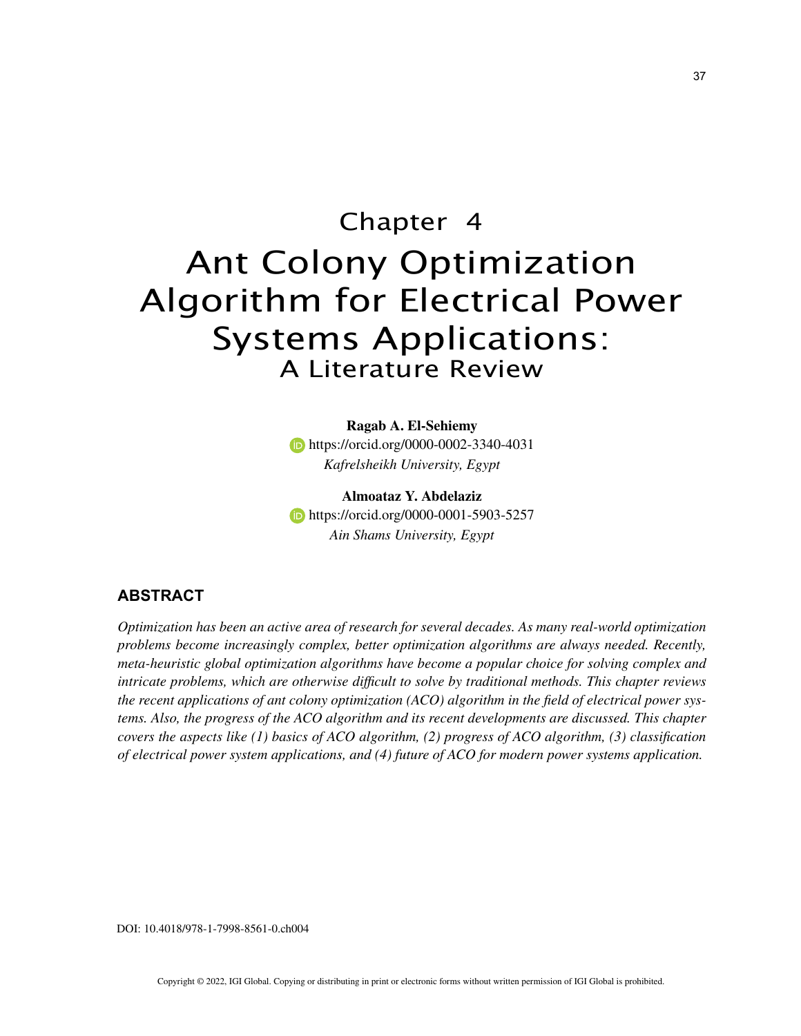# Chapter 4

# Ant Colony Optimization Algorithm for Electrical Power Systems Applications: A Literature Review

**Ragab A. El-Sehiemy**
https://orcid.org/0000-0002-3340-4031
*Kafrelsheikh University, Egypt*

**Almoataz Y. Abdelaziz**
https://orcid.org/0000-0001-5903-5257
*Ain Shams University, Egypt*

## ABSTRACT

*Optimization has been an active area of research for several decades. As many real-world optimization problems become increasingly complex, better optimization algorithms are always needed. Recently, meta-heuristic global optimization algorithms have become a popular choice for solving complex and intricate problems, which are otherwise difficult to solve by traditional methods. This chapter reviews the recent applications of ant colony optimization (ACO) algorithm in the field of electrical power systems. Also, the progress of the ACO algorithm and its recent developments are discussed. This chapter covers the aspects like (1) basics of ACO algorithm, (2) progress of ACO algorithm, (3) classification of electrical power system applications, and (4) future of ACO for modern power systems application.*

DOI: 10.4018/978-1-7998-8561-0.ch004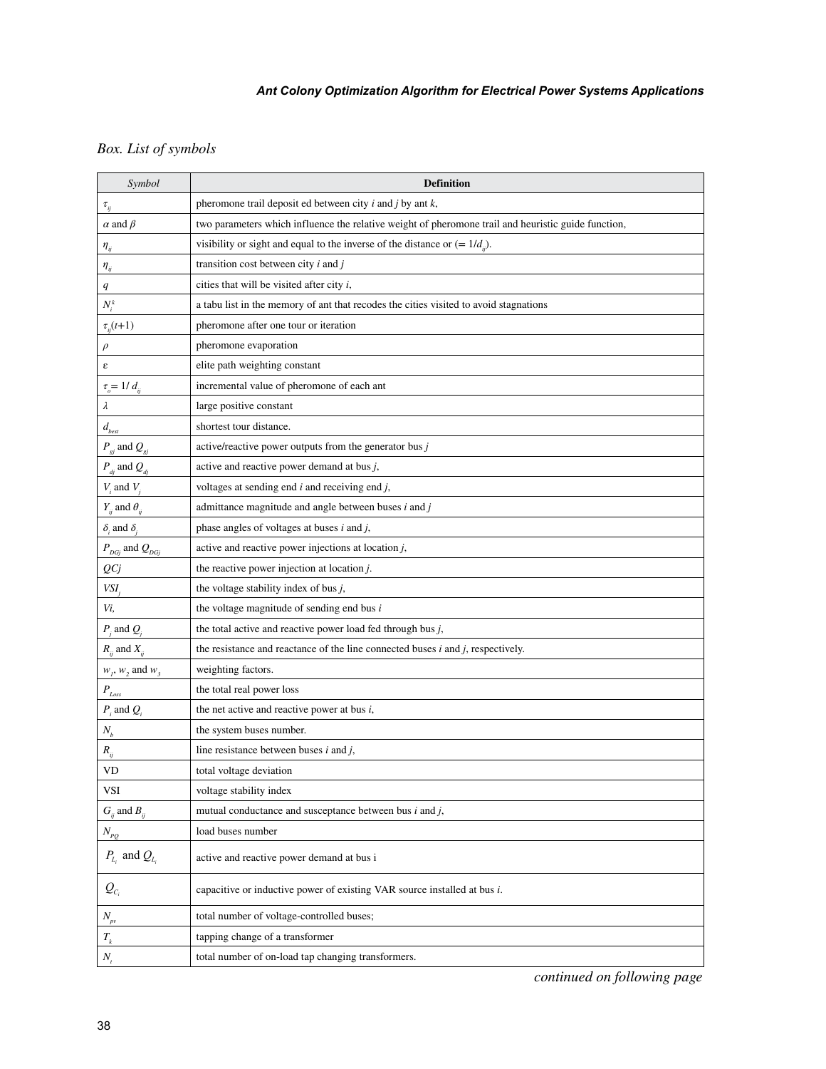*Box. List of symbols*

| *Symbol* | **Definition** |
|---|---|
| $\tau_{ij}$ | pheromone trail deposit ed between city *i* and *j* by ant *k*, |
| $\alpha$ and $\beta$ | two parameters which influence the relative weight of pheromone trail and heuristic guide function, |
| $\eta_{ij}$ | visibility or sight and equal to the inverse of the distance or (= $1/d_{ij}$). |
| $\eta_{ij}$ | transition cost between city *i* and *j* |
| $q$ | cities that will be visited after city *i*, |
| $N_i^k$ | a tabu list in the memory of ant that recodes the cities visited to avoid stagnations |
| $\tau_{ij}(t+1)$ | pheromone after one tour or iteration |
| $\rho$ | pheromone evaporation |
| ε | elite path weighting constant |
| $\tau_o = 1/d_{ij}$ | incremental value of pheromone of each ant |
| $\lambda$ | large positive constant |
| $d_{best}$ | shortest tour distance. |
| $P_{gj}$ and $Q_{gj}$ | active/reactive power outputs from the generator bus *j* |
| $P_{dj}$ and $Q_{dj}$ | active and reactive power demand at bus *j*, |
| $V_i$ and $V_j$ | voltages at sending end *i* and receiving end *j*, |
| $Y_{ij}$ and $\theta_{ij}$ | admittance magnitude and angle between buses *i* and *j* |
| $\delta_i$ and $\delta_j$ | phase angles of voltages at buses *i* and *j*, |
| $P_{DGj}$ and $Q_{DGj}$ | active and reactive power injections at location *j*, |
| $QCj$ | the reactive power injection at location *j*. |
| $VSI_j$ | the voltage stability index of bus *j*, |
| *Vi,* | the voltage magnitude of sending end bus *i* |
| $P_j$ and $Q_j$ | the total active and reactive power load fed through bus *j*, |
| $R_{ij}$ and $X_{ij}$ | the resistance and reactance of the line connected buses *i* and *j*, respectively. |
| $w_1$, $w_2$ and $w_3$ | weighting factors. |
| $P_{Loss}$ | the total real power loss |
| $P_i$ and $Q_i$ | the net active and reactive power at bus *i*, |
| $N_b$ | the system buses number. |
| $R_{ij}$ | line resistance between buses *i* and *j*, |
| VD | total voltage deviation |
| VSI | voltage stability index |
| $G_{ij}$ and $B_{ij}$ | mutual conductance and susceptance between bus *i* and *j*, |
| $N_{PQ}$ | load buses number |
| $P_{L_i}$ and $Q_{L_i}$ | active and reactive power demand at bus i |
| $Q_{C_i}$ | capacitive or inductive power of existing VAR source installed at bus *i*. |
| $N_{pv}$ | total number of voltage-controlled buses; |
| $T_k$ | tapping change of a transformer |
| $N_t$ | total number of on-load tap changing transformers. |

*continued on following page*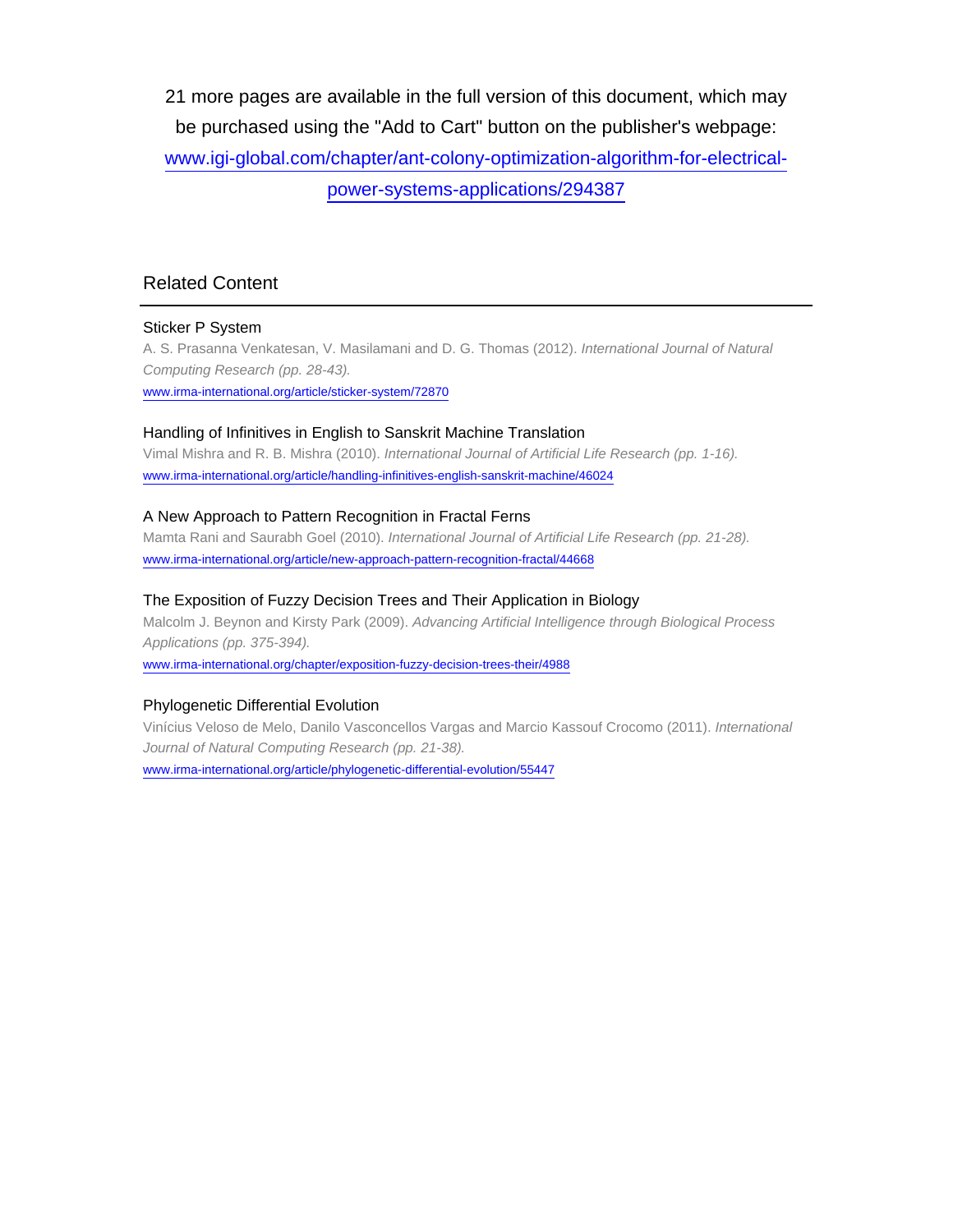21 more pages are available in the full version of this document, which may be purchased using the "Add to Cart" button on the publisher's webpage: www.igi-global.com/chapter/ant-colony-optimization-algorithm-for-electrical-power-systems-applications/294387

## Related Content

### Sticker P System

A. S. Prasanna Venkatesan, V. Masilamani and D. G. Thomas (2012). *International Journal of Natural Computing Research (pp. 28-43).*

www.irma-international.org/article/sticker-system/72870

### Handling of Infinitives in English to Sanskrit Machine Translation

Vimal Mishra and R. B. Mishra (2010). *International Journal of Artificial Life Research (pp. 1-16).*

www.irma-international.org/article/handling-infinitives-english-sanskrit-machine/46024

### A New Approach to Pattern Recognition in Fractal Ferns

Mamta Rani and Saurabh Goel (2010). *International Journal of Artificial Life Research (pp. 21-28).*

www.irma-international.org/article/new-approach-pattern-recognition-fractal/44668

### The Exposition of Fuzzy Decision Trees and Their Application in Biology

Malcolm J. Beynon and Kirsty Park (2009). *Advancing Artificial Intelligence through Biological Process Applications (pp. 375-394).*

www.irma-international.org/chapter/exposition-fuzzy-decision-trees-their/4988

### Phylogenetic Differential Evolution

Vinícius Veloso de Melo, Danilo Vasconcellos Vargas and Marcio Kassouf Crocomo (2011). *International Journal of Natural Computing Research (pp. 21-38).*

www.irma-international.org/article/phylogenetic-differential-evolution/55447